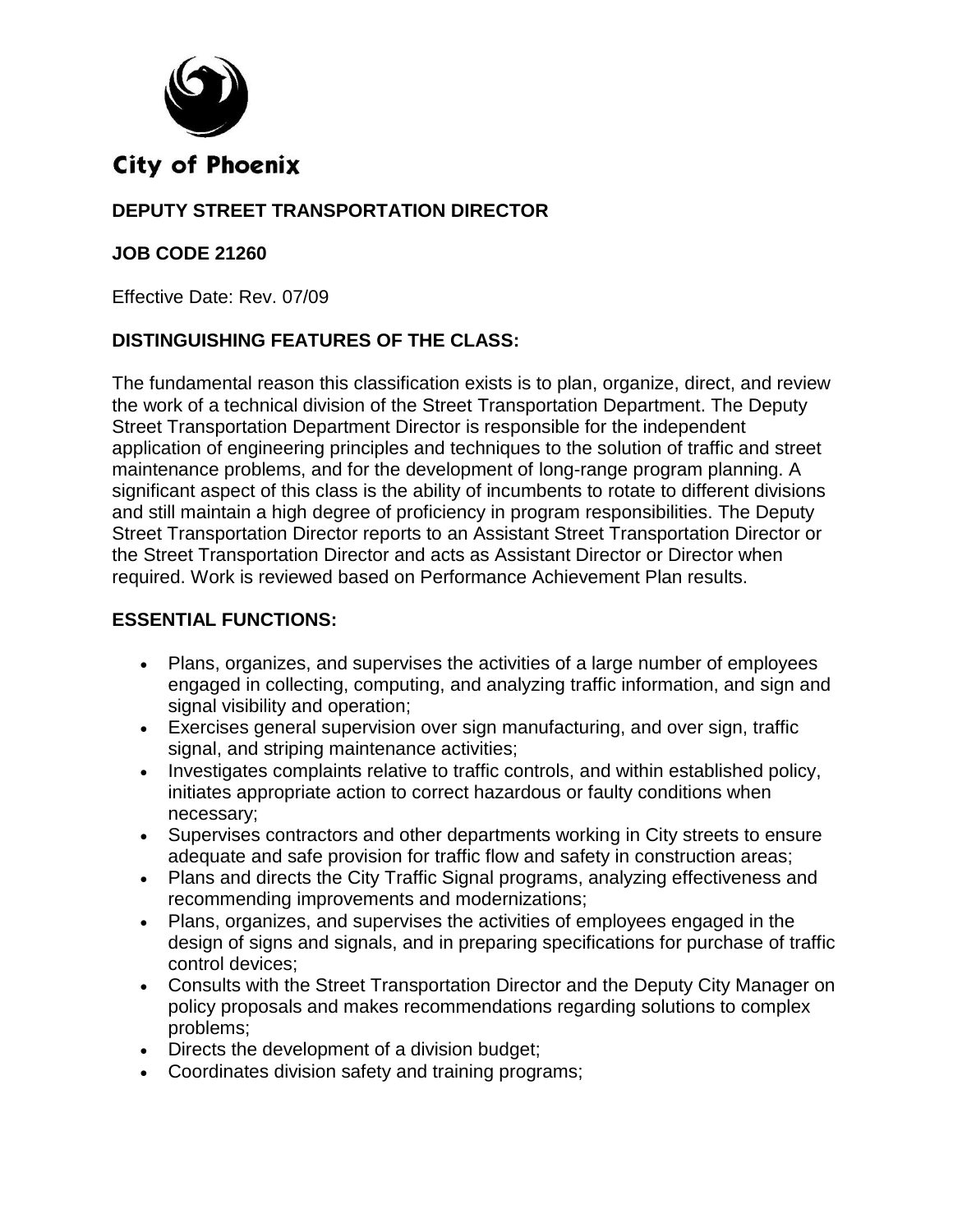City of Phoenix

# DEPUTY STREET TRANSPORTATION DIRECTOR

**JOB CODE 21260**

Effective Date: Rev. 07/09

## DISTINGUISHING FEATURES OF THE CLASS:

The fundamental reason this classification exists is to plan, organize, direct, and review the work of a technical division of the Street Transportation Department. The Deputy Street Transportation Department Director is responsible for the independent application of engineering principles and techniques to the solution of traffic and street maintenance problems, and for the development of long-range program planning. A significant aspect of this class is the ability of incumbents to rotate to different divisions and still maintain a high degree of proficiency in program responsibilities. The Deputy Street Transportation Director reports to an Assistant Street Transportation Director or the Street Transportation Director and acts as Assistant Director or Director when required. Work is reviewed based on Performance Achievement Plan results.

## ESSENTIAL FUNCTIONS:

- Plans, organizes, and supervises the activities of a large number of employees engaged in collecting, computing, and analyzing traffic information, and sign and signal visibility and operation;
- Exercises general supervision over sign manufacturing, and over sign, traffic signal, and striping maintenance activities;
- Investigates complaints relative to traffic controls, and within established policy, initiates appropriate action to correct hazardous or faulty conditions when necessary;
- Supervises contractors and other departments working in City streets to ensure adequate and safe provision for traffic flow and safety in construction areas;
- Plans and directs the City Traffic Signal programs, analyzing effectiveness and recommending improvements and modernizations;
- Plans, organizes, and supervises the activities of employees engaged in the design of signs and signals, and in preparing specifications for purchase of traffic control devices;
- Consults with the Street Transportation Director and the Deputy City Manager on policy proposals and makes recommendations regarding solutions to complex problems;
- Directs the development of a division budget;
- Coordinates division safety and training programs;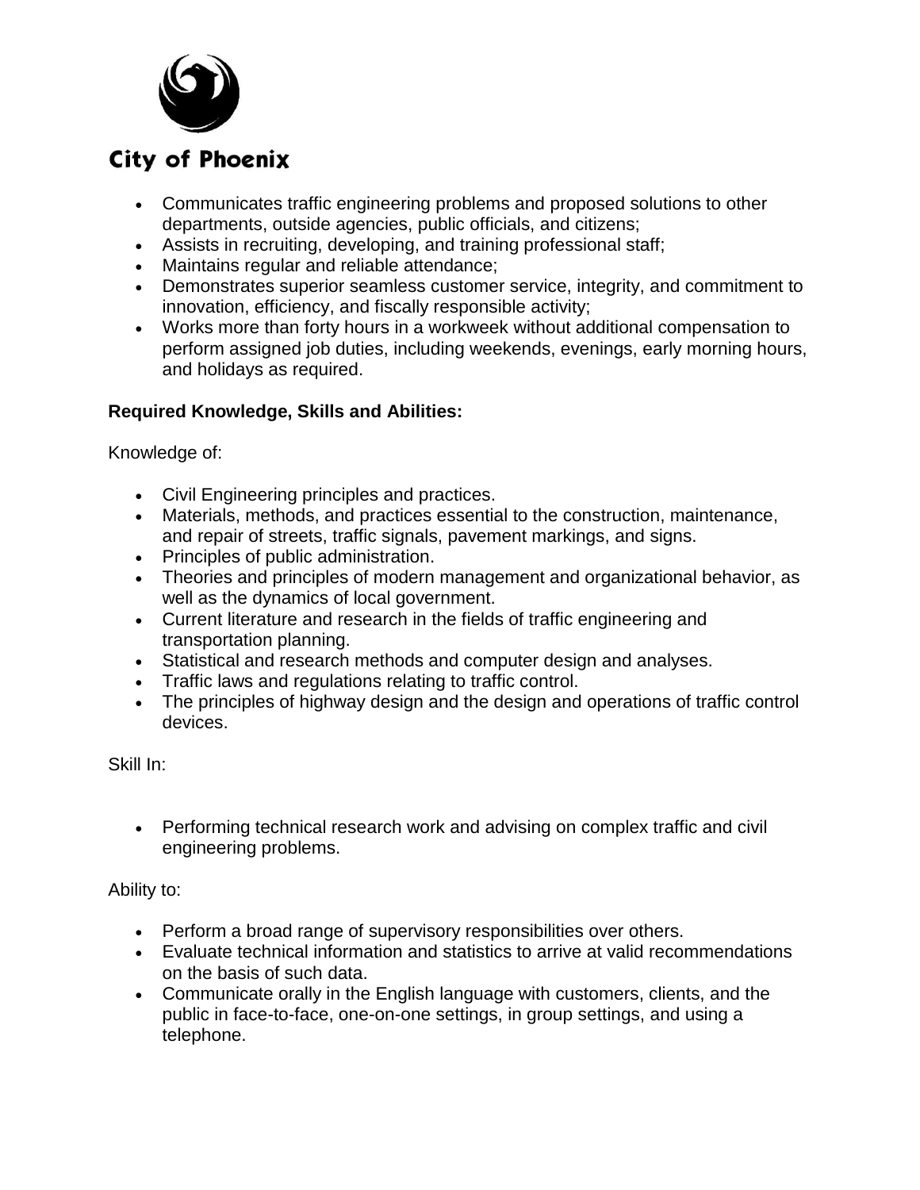- Communicates traffic engineering problems and proposed solutions to other departments, outside agencies, public officials, and citizens;
- Assists in recruiting, developing, and training professional staff;
- Maintains regular and reliable attendance;
- Demonstrates superior seamless customer service, integrity, and commitment to innovation, efficiency, and fiscally responsible activity;
- Works more than forty hours in a workweek without additional compensation to perform assigned job duties, including weekends, evenings, early morning hours, and holidays as required.

**Required Knowledge, Skills and Abilities:**

Knowledge of:

- Civil Engineering principles and practices.
- Materials, methods, and practices essential to the construction, maintenance, and repair of streets, traffic signals, pavement markings, and signs.
- Principles of public administration.
- Theories and principles of modern management and organizational behavior, as well as the dynamics of local government.
- Current literature and research in the fields of traffic engineering and transportation planning.
- Statistical and research methods and computer design and analyses.
- Traffic laws and regulations relating to traffic control.
- The principles of highway design and the design and operations of traffic control devices.

Skill In:

- Performing technical research work and advising on complex traffic and civil engineering problems.

Ability to:

- Perform a broad range of supervisory responsibilities over others.
- Evaluate technical information and statistics to arrive at valid recommendations on the basis of such data.
- Communicate orally in the English language with customers, clients, and the public in face-to-face, one-on-one settings, in group settings, and using a telephone.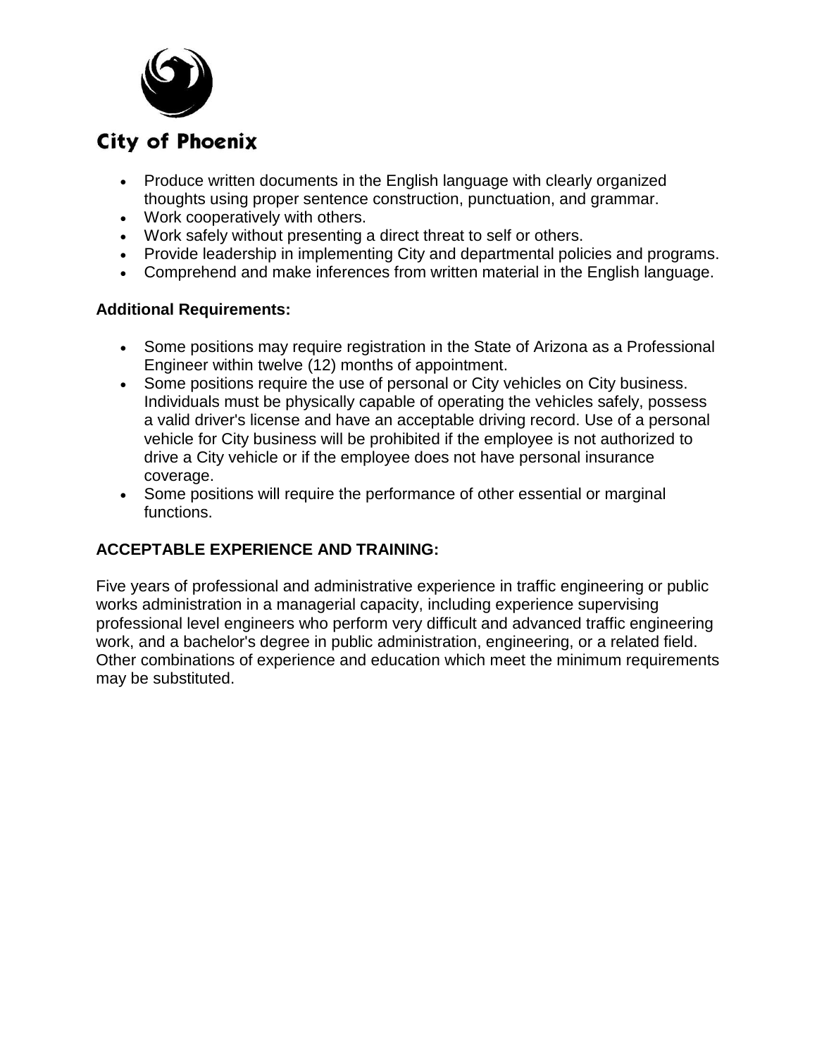- Produce written documents in the English language with clearly organized thoughts using proper sentence construction, punctuation, and grammar.
- Work cooperatively with others.
- Work safely without presenting a direct threat to self or others.
- Provide leadership in implementing City and departmental policies and programs.
- Comprehend and make inferences from written material in the English language.

**Additional Requirements:**

- Some positions may require registration in the State of Arizona as a Professional Engineer within twelve (12) months of appointment.
- Some positions require the use of personal or City vehicles on City business. Individuals must be physically capable of operating the vehicles safely, possess a valid driver's license and have an acceptable driving record. Use of a personal vehicle for City business will be prohibited if the employee is not authorized to drive a City vehicle or if the employee does not have personal insurance coverage.
- Some positions will require the performance of other essential or marginal functions.

**ACCEPTABLE EXPERIENCE AND TRAINING:**

Five years of professional and administrative experience in traffic engineering or public works administration in a managerial capacity, including experience supervising professional level engineers who perform very difficult and advanced traffic engineering work, and a bachelor's degree in public administration, engineering, or a related field. Other combinations of experience and education which meet the minimum requirements may be substituted.